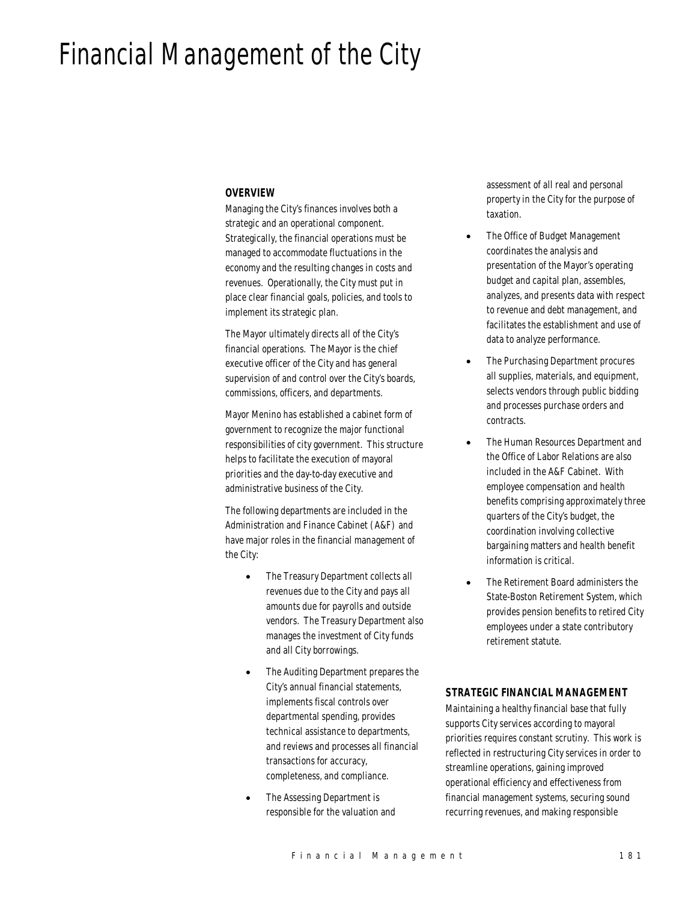# Financial Management of the City

## OVERVIEW

Managing the City's finances involves both a strategic and an operational component. Strategically, the financial operations must be managed to accommodate fluctuations in the economy and the resulting changes in costs and revenues. Operationally, the City must put in place clear financial goals, policies, and tools to implement its strategic plan.

The Mayor ultimately directs all of the City's financial operations. The Mayor is the chief executive officer of the City and has general supervision of and control over the City's boards, commissions, officers, and departments.

Mayor Menino has established a cabinet form of government to recognize the major functional responsibilities of city government. This structure helps to facilitate the execution of mayoral priorities and the day-to-day executive and administrative business of the City.

The following departments are included in the Administration and Finance Cabinet (A&F) and have major roles in the financial management of the City:

- The Treasury Department collects all revenues due to the City and pays all amounts due for payrolls and outside vendors. The Treasury Department also manages the investment of City funds and all City borrowings.
- The Auditing Department prepares the City's annual financial statements, implements fiscal controls over departmental spending, provides technical assistance to departments, and reviews and processes all financial transactions for accuracy, completeness, and compliance.
- The Assessing Department is responsible for the valuation and assessment of all real and personal property in the City for the purpose of taxation.
- The Office of Budget Management coordinates the analysis and presentation of the Mayor's operating budget and capital plan, assembles, analyzes, and presents data with respect to revenue and debt management, and facilitates the establishment and use of data to analyze performance.
- The Purchasing Department procures all supplies, materials, and equipment, selects vendors through public bidding and processes purchase orders and contracts.
- The Human Resources Department and the Office of Labor Relations are also included in the A&F Cabinet. With employee compensation and health benefits comprising approximately three quarters of the City's budget, the coordination involving collective bargaining matters and health benefit information is critical.
- The Retirement Board administers the State-Boston Retirement System, which provides pension benefits to retired City employees under a state contributory retirement statute.

## STRATEGIC FINANCIAL MANAGEMENT

Maintaining a healthy financial base that fully supports City services according to mayoral priorities requires constant scrutiny. This work is reflected in restructuring City services in order to streamline operations, gaining improved operational efficiency and effectiveness from financial management systems, securing sound recurring revenues, and making responsible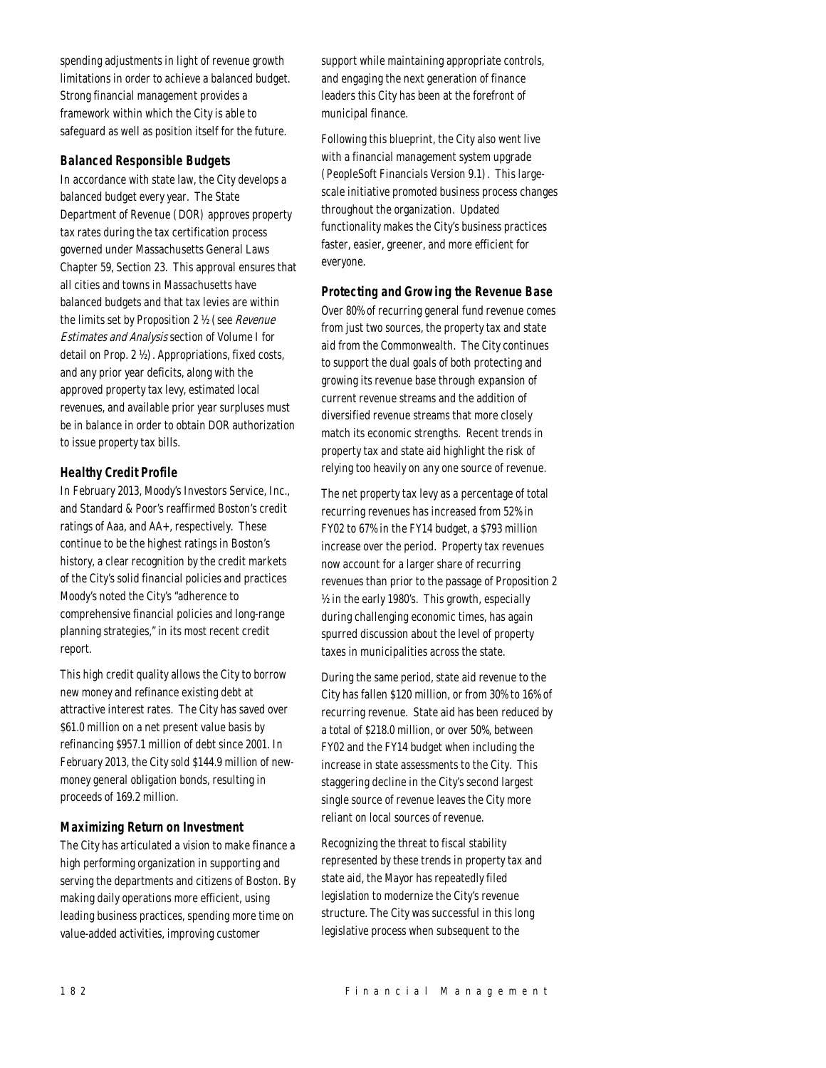spending adjustments in light of revenue growth limitations in order to achieve a balanced budget. Strong financial management provides a framework within which the City is able to safeguard as well as position itself for the future.

### Balanced Responsible Budgets

In accordance with state law, the City develops a balanced budget every year. The State Department of Revenue (DOR) approves property tax rates during the tax certification process governed under Massachusetts General Laws Chapter 59, Section 23. This approval ensures that all cities and towns in Massachusetts have balanced budgets and that tax levies are within the limits set by Proposition 2 ½ (see *Revenue Estimates and Analysis* section of Volume I for detail on Prop. 2 ½). Appropriations, fixed costs, and any prior year deficits, along with the approved property tax levy, estimated local revenues, and available prior year surpluses must be in balance in order to obtain DOR authorization to issue property tax bills.

### Healthy Credit Profile

In February 2013, Moody's Investors Service, Inc., and Standard & Poor's reaffirmed Boston's credit ratings of Aaa, and AA+, respectively. These continue to be the highest ratings in Boston's history, a clear recognition by the credit markets of the City's solid financial policies and practices Moody's noted the City's "adherence to comprehensive financial policies and long-range planning strategies," in its most recent credit report.

This high credit quality allows the City to borrow new money and refinance existing debt at attractive interest rates. The City has saved over $61.0 million on a net present value basis by refinancing $957.1 million of debt since 2001. In February 2013, the City sold $144.9 million of new-money general obligation bonds, resulting in proceeds of 169.2 million.

### Maximizing Return on Investment

The City has articulated a vision to make finance a high performing organization in supporting and serving the departments and citizens of Boston. By making daily operations more efficient, using leading business practices, spending more time on value-added activities, improving customer support while maintaining appropriate controls, and engaging the next generation of finance leaders this City has been at the forefront of municipal finance.

Following this blueprint, the City also went live with a financial management system upgrade (PeopleSoft Financials Version 9.1). This large-scale initiative promoted business process changes throughout the organization. Updated functionality makes the City's business practices faster, easier, greener, and more efficient for everyone.

### Protecting and Growing the Revenue Base

Over 80% of recurring general fund revenue comes from just two sources, the property tax and state aid from the Commonwealth. The City continues to support the dual goals of both protecting and growing its revenue base through expansion of current revenue streams and the addition of diversified revenue streams that more closely match its economic strengths. Recent trends in property tax and state aid highlight the risk of relying too heavily on any one source of revenue.

The net property tax levy as a percentage of total recurring revenues has increased from 52% in FY02 to 67% in the FY14 budget, a $793 million increase over the period. Property tax revenues now account for a larger share of recurring revenues than prior to the passage of Proposition 2 ½ in the early 1980's. This growth, especially during challenging economic times, has again spurred discussion about the level of property taxes in municipalities across the state.

During the same period, state aid revenue to the City has fallen $120 million, or from 30% to 16% of recurring revenue. State aid has been reduced by a total of $218.0 million, or over 50%, between FY02 and the FY14 budget when including the increase in state assessments to the City. This staggering decline in the City's second largest single source of revenue leaves the City more reliant on local sources of revenue.

Recognizing the threat to fiscal stability represented by these trends in property tax and state aid, the Mayor has repeatedly filed legislation to modernize the City's revenue structure. The City was successful in this long legislative process when subsequent to the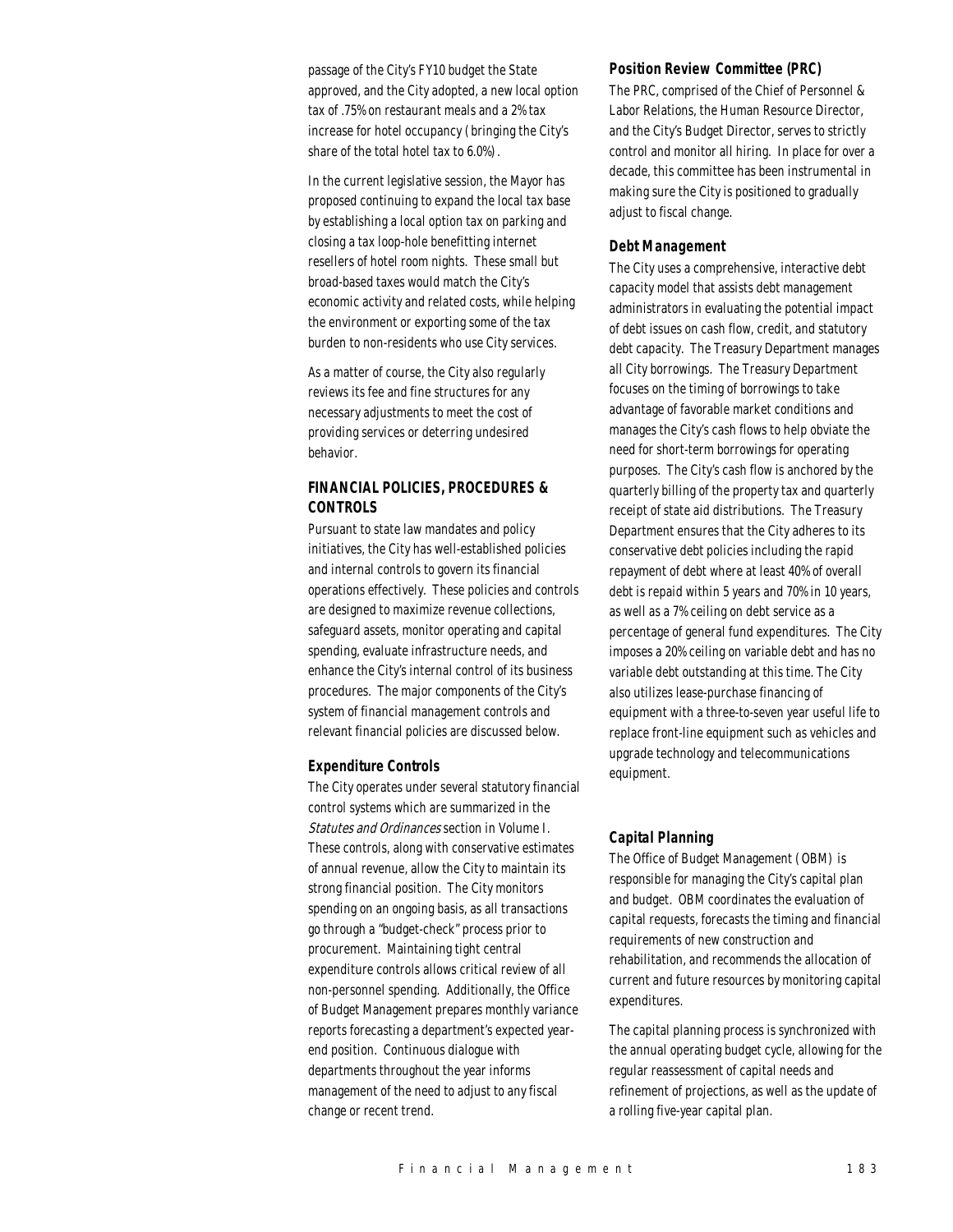passage of the City's FY10 budget the State approved, and the City adopted, a new local option tax of .75% on restaurant meals and a 2% tax increase for hotel occupancy (bringing the City's share of the total hotel tax to 6.0%).

In the current legislative session, the Mayor has proposed continuing to expand the local tax base by establishing a local option tax on parking and closing a tax loop-hole benefitting internet resellers of hotel room nights. These small but broad-based taxes would match the City's economic activity and related costs, while helping the environment or exporting some of the tax burden to non-residents who use City services.

As a matter of course, the City also regularly reviews its fee and fine structures for any necessary adjustments to meet the cost of providing services or deterring undesired behavior.

## FINANCIAL POLICIES, PROCEDURES & CONTROLS

Pursuant to state law mandates and policy initiatives, the City has well-established policies and internal controls to govern its financial operations effectively. These policies and controls are designed to maximize revenue collections, safeguard assets, monitor operating and capital spending, evaluate infrastructure needs, and enhance the City's internal control of its business procedures. The major components of the City's system of financial management controls and relevant financial policies are discussed below.

### Expenditure Controls

The City operates under several statutory financial control systems which are summarized in the *Statutes and Ordinances* section in Volume I. These controls, along with conservative estimates of annual revenue, allow the City to maintain its strong financial position. The City monitors spending on an ongoing basis, as all transactions go through a "budget-check" process prior to procurement. Maintaining tight central expenditure controls allows critical review of all non-personnel spending. Additionally, the Office of Budget Management prepares monthly variance reports forecasting a department's expected year-end position. Continuous dialogue with departments throughout the year informs management of the need to adjust to any fiscal change or recent trend.

### Position Review Committee (PRC)

The PRC, comprised of the Chief of Personnel & Labor Relations, the Human Resource Director, and the City's Budget Director, serves to strictly control and monitor all hiring. In place for over a decade, this committee has been instrumental in making sure the City is positioned to gradually adjust to fiscal change.

### Debt Management

The City uses a comprehensive, interactive debt capacity model that assists debt management administrators in evaluating the potential impact of debt issues on cash flow, credit, and statutory debt capacity. The Treasury Department manages all City borrowings. The Treasury Department focuses on the timing of borrowings to take advantage of favorable market conditions and manages the City's cash flows to help obviate the need for short-term borrowings for operating purposes. The City's cash flow is anchored by the quarterly billing of the property tax and quarterly receipt of state aid distributions. The Treasury Department ensures that the City adheres to its conservative debt policies including the rapid repayment of debt where at least 40% of overall debt is repaid within 5 years and 70% in 10 years, as well as a 7% ceiling on debt service as a percentage of general fund expenditures. The City imposes a 20% ceiling on variable debt and has no variable debt outstanding at this time. The City also utilizes lease-purchase financing of equipment with a three-to-seven year useful life to replace front-line equipment such as vehicles and upgrade technology and telecommunications equipment.

### Capital Planning

The Office of Budget Management (OBM) is responsible for managing the City's capital plan and budget. OBM coordinates the evaluation of capital requests, forecasts the timing and financial requirements of new construction and rehabilitation, and recommends the allocation of current and future resources by monitoring capital expenditures.

The capital planning process is synchronized with the annual operating budget cycle, allowing for the regular reassessment of capital needs and refinement of projections, as well as the update of a rolling five-year capital plan.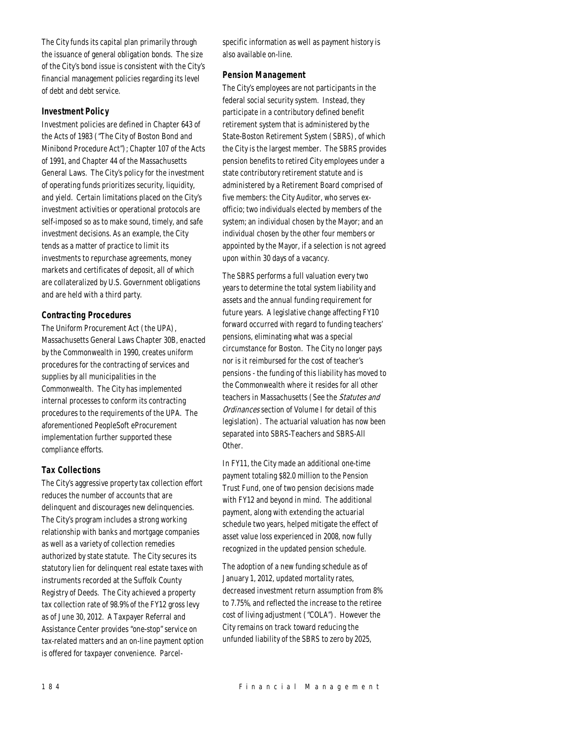The City funds its capital plan primarily through the issuance of general obligation bonds. The size of the City's bond issue is consistent with the City's financial management policies regarding its level of debt and debt service.

### Investment Policy

Investment policies are defined in Chapter 643 of the Acts of 1983 ("The City of Boston Bond and Minibond Procedure Act"); Chapter 107 of the Acts of 1991, and Chapter 44 of the Massachusetts General Laws. The City's policy for the investment of operating funds prioritizes security, liquidity, and yield. Certain limitations placed on the City's investment activities or operational protocols are self-imposed so as to make sound, timely, and safe investment decisions. As an example, the City tends as a matter of practice to limit its investments to repurchase agreements, money markets and certificates of deposit, all of which are collateralized by U.S. Government obligations and are held with a third party.

### Contracting Procedures

The Uniform Procurement Act (the UPA), Massachusetts General Laws Chapter 30B, enacted by the Commonwealth in 1990, creates uniform procedures for the contracting of services and supplies by all municipalities in the Commonwealth. The City has implemented internal processes to conform its contracting procedures to the requirements of the UPA. The aforementioned PeopleSoft eProcurement implementation further supported these compliance efforts.

### Tax Collections

The City's aggressive property tax collection effort reduces the number of accounts that are delinquent and discourages new delinquencies. The City's program includes a strong working relationship with banks and mortgage companies as well as a variety of collection remedies authorized by state statute. The City secures its statutory lien for delinquent real estate taxes with instruments recorded at the Suffolk County Registry of Deeds. The City achieved a property tax collection rate of 98.9% of the FY12 gross levy as of June 30, 2012. A Taxpayer Referral and Assistance Center provides "one-stop" service on tax-related matters and an on-line payment option is offered for taxpayer convenience. Parcel-specific information as well as payment history is also available on-line.

### Pension Management

The City's employees are not participants in the federal social security system. Instead, they participate in a contributory defined benefit retirement system that is administered by the State-Boston Retirement System (SBRS), of which the City is the largest member. The SBRS provides pension benefits to retired City employees under a state contributory retirement statute and is administered by a Retirement Board comprised of five members: the City Auditor, who serves ex-officio; two individuals elected by members of the system; an individual chosen by the Mayor; and an individual chosen by the other four members or appointed by the Mayor, if a selection is not agreed upon within 30 days of a vacancy.

The SBRS performs a full valuation every two years to determine the total system liability and assets and the annual funding requirement for future years. A legislative change affecting FY10 forward occurred with regard to funding teachers' pensions, eliminating what was a special circumstance for Boston. The City no longer pays nor is it reimbursed for the cost of teacher's pensions - the funding of this liability has moved to the Commonwealth where it resides for all other teachers in Massachusetts (See the *Statutes and Ordinances* section of Volume I for detail of this legislation). The actuarial valuation has now been separated into SBRS-Teachers and SBRS-All Other.

In FY11, the City made an additional one-time payment totaling $82.0 million to the Pension Trust Fund, one of two pension decisions made with FY12 and beyond in mind. The additional payment, along with extending the actuarial schedule two years, helped mitigate the effect of asset value loss experienced in 2008, now fully recognized in the updated pension schedule.

The adoption of a new funding schedule as of January 1, 2012, updated mortality rates, decreased investment return assumption from 8% to 7.75%, and reflected the increase to the retiree cost of living adjustment ("COLA"). However the City remains on track toward reducing the unfunded liability of the SBRS to zero by 2025,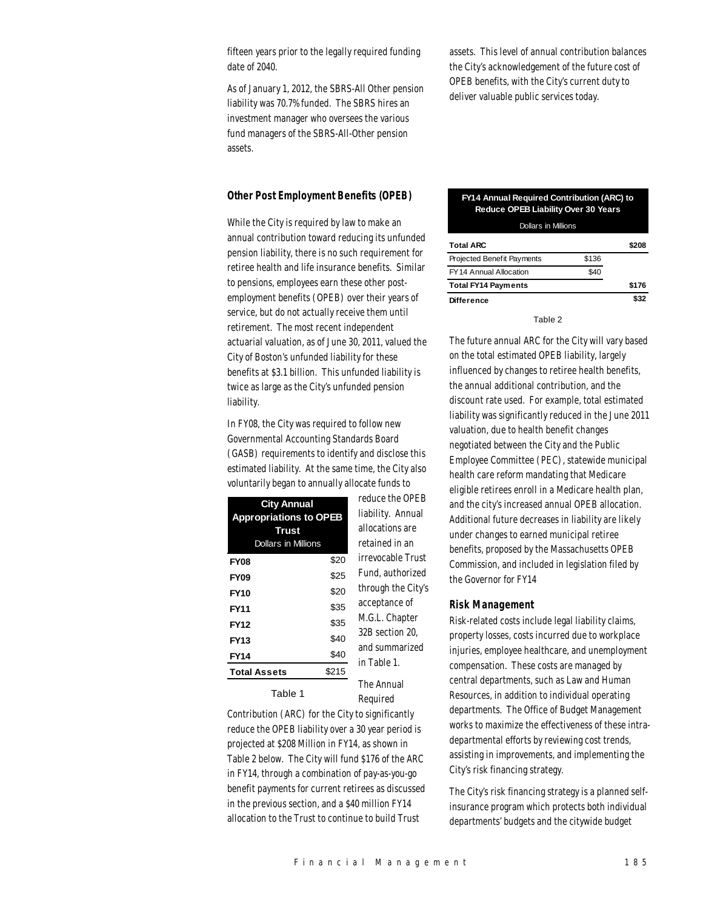fifteen years prior to the legally required funding date of 2040.

As of January 1, 2012, the SBRS-All Other pension liability was 70.7% funded. The SBRS hires an investment manager who oversees the various fund managers of the SBRS-All-Other pension assets.

### Other Post Employment Benefits (OPEB)

While the City is required by law to make an annual contribution toward reducing its unfunded pension liability, there is no such requirement for retiree health and life insurance benefits. Similar to pensions, employees earn these other post-employment benefits (OPEB) over their years of service, but do not actually receive them until retirement. The most recent independent actuarial valuation, as of June 30, 2011, valued the City of Boston's unfunded liability for these benefits at $3.1 billion. This unfunded liability is twice as large as the City's unfunded pension liability.

In FY08, the City was required to follow new Governmental Accounting Standards Board (GASB) requirements to identify and disclose this estimated liability. At the same time, the City also voluntarily began to annually allocate funds to reduce the OPEB liability. Annual allocations are retained in an irrevocable Trust Fund, authorized through the City's acceptance of M.G.L. Chapter 32B section 20, and summarized in Table 1.

| City Annual Appropriations to OPEB Trust (Dollars in Millions) | |
|---|---|
| **FY08** | $20 |
| **FY09** | $25 |
| **FY10** | $20 |
| **FY11** | $35 |
| **FY12** | $35 |
| **FY13** | $40 |
| **FY14** | $40 |
| **Total Assets** | $215 |

Table 1

The Annual Required Contribution (ARC) for the City to significantly reduce the OPEB liability over a 30 year period is projected at $208 Million in FY14, as shown in Table 2 below. The City will fund $176 of the ARC in FY14, through a combination of pay-as-you-go benefit payments for current retirees as discussed in the previous section, and a $40 million FY14 allocation to the Trust to continue to build Trust assets. This level of annual contribution balances the City's acknowledgement of the future cost of OPEB benefits, with the City's current duty to deliver valuable public services today.

| FY14 Annual Required Contribution (ARC) to Reduce OPEB Liability Over 30 Years (Dollars in Millions) | | |
|---|---|---|
| **Total ARC** | | $208 |
| Projected Benefit Payments | $136 | |
| FY14 Annual Allocation | $40 | |
| **Total FY14 Payments** | | $176 |
| **Difference** | | $32 |

Table 2

The future annual ARC for the City will vary based on the total estimated OPEB liability, largely influenced by changes to retiree health benefits, the annual additional contribution, and the discount rate used. For example, total estimated liability was significantly reduced in the June 2011 valuation, due to health benefit changes negotiated between the City and the Public Employee Committee (PEC), statewide municipal health care reform mandating that Medicare eligible retirees enroll in a Medicare health plan, and the city's increased annual OPEB allocation. Additional future decreases in liability are likely under changes to earned municipal retiree benefits, proposed by the Massachusetts OPEB Commission, and included in legislation filed by the Governor for FY14

### Risk Management

Risk-related costs include legal liability claims, property losses, costs incurred due to workplace injuries, employee healthcare, and unemployment compensation. These costs are managed by central departments, such as Law and Human Resources, in addition to individual operating departments. The Office of Budget Management works to maximize the effectiveness of these intra-departmental efforts by reviewing cost trends, assisting in improvements, and implementing the City's risk financing strategy.

The City's risk financing strategy is a planned self-insurance program which protects both individual departments' budgets and the citywide budget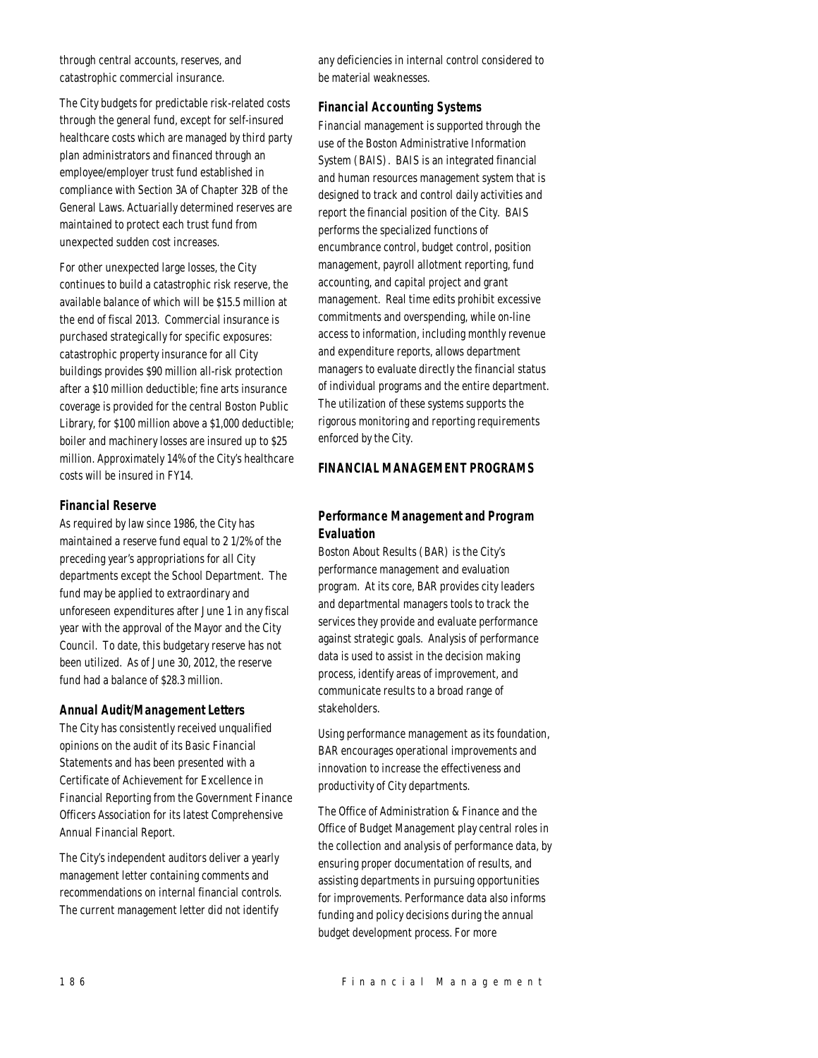through central accounts, reserves, and catastrophic commercial insurance.

The City budgets for predictable risk-related costs through the general fund, except for self-insured healthcare costs which are managed by third party plan administrators and financed through an employee/employer trust fund established in compliance with Section 3A of Chapter 32B of the General Laws. Actuarially determined reserves are maintained to protect each trust fund from unexpected sudden cost increases.

For other unexpected large losses, the City continues to build a catastrophic risk reserve, the available balance of which will be $15.5 million at the end of fiscal 2013. Commercial insurance is purchased strategically for specific exposures: catastrophic property insurance for all City buildings provides $90 million all-risk protection after a $10 million deductible; fine arts insurance coverage is provided for the central Boston Public Library, for $100 million above a $1,000 deductible; boiler and machinery losses are insured up to $25 million. Approximately 14% of the City's healthcare costs will be insured in FY14.

### Financial Reserve

As required by law since 1986, the City has maintained a reserve fund equal to 2 1/2% of the preceding year's appropriations for all City departments except the School Department. The fund may be applied to extraordinary and unforeseen expenditures after June 1 in any fiscal year with the approval of the Mayor and the City Council. To date, this budgetary reserve has not been utilized. As of June 30, 2012, the reserve fund had a balance of $28.3 million.

### Annual Audit/Management Letters

The City has consistently received unqualified opinions on the audit of its Basic Financial Statements and has been presented with a Certificate of Achievement for Excellence in Financial Reporting from the Government Finance Officers Association for its latest Comprehensive Annual Financial Report.

The City's independent auditors deliver a yearly management letter containing comments and recommendations on internal financial controls. The current management letter did not identify any deficiencies in internal control considered to be material weaknesses.

### Financial Accounting Systems

Financial management is supported through the use of the Boston Administrative Information System (BAIS). BAIS is an integrated financial and human resources management system that is designed to track and control daily activities and report the financial position of the City. BAIS performs the specialized functions of encumbrance control, budget control, position management, payroll allotment reporting, fund accounting, and capital project and grant management. Real time edits prohibit excessive commitments and overspending, while on-line access to information, including monthly revenue and expenditure reports, allows department managers to evaluate directly the financial status of individual programs and the entire department. The utilization of these systems supports the rigorous monitoring and reporting requirements enforced by the City.

## FINANCIAL MANAGEMENT PROGRAMS

### Performance Management and Program Evaluation

Boston About Results (BAR) is the City's performance management and evaluation program. At its core, BAR provides city leaders and departmental managers tools to track the services they provide and evaluate performance against strategic goals. Analysis of performance data is used to assist in the decision making process, identify areas of improvement, and communicate results to a broad range of stakeholders.

Using performance management as its foundation, BAR encourages operational improvements and innovation to increase the effectiveness and productivity of City departments.

The Office of Administration & Finance and the Office of Budget Management play central roles in the collection and analysis of performance data, by ensuring proper documentation of results, and assisting departments in pursuing opportunities for improvements. Performance data also informs funding and policy decisions during the annual budget development process. For more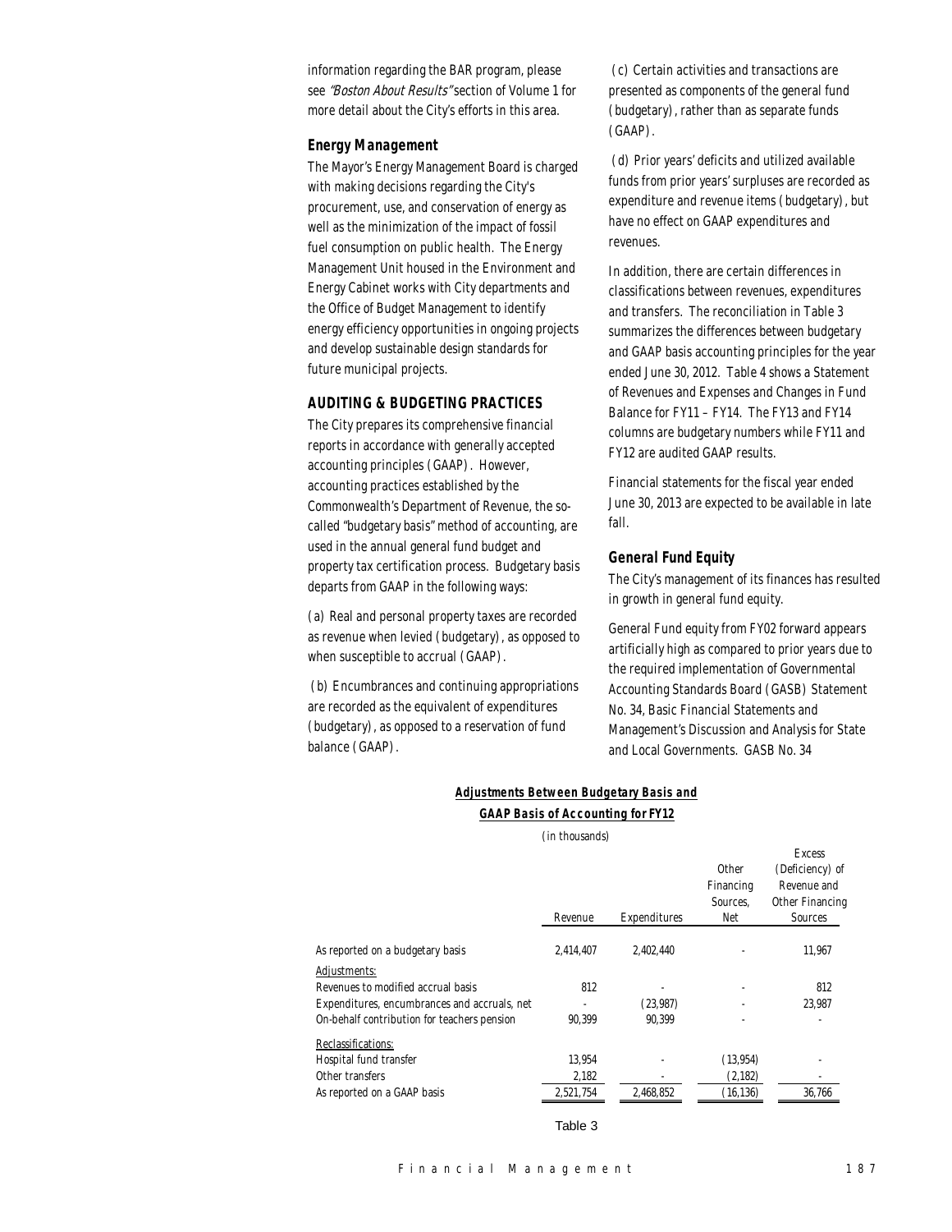information regarding the BAR program, please see *"Boston About Results"* section of Volume 1 for more detail about the City's efforts in this area.

### Energy Management

The Mayor's Energy Management Board is charged with making decisions regarding the City's procurement, use, and conservation of energy as well as the minimization of the impact of fossil fuel consumption on public health. The Energy Management Unit housed in the Environment and Energy Cabinet works with City departments and the Office of Budget Management to identify energy efficiency opportunities in ongoing projects and develop sustainable design standards for future municipal projects.

## AUDITING & BUDGETING PRACTICES

The City prepares its comprehensive financial reports in accordance with generally accepted accounting principles (GAAP). However, accounting practices established by the Commonwealth's Department of Revenue, the so-called "budgetary basis" method of accounting, are used in the annual general fund budget and property tax certification process. Budgetary basis departs from GAAP in the following ways:

(a) Real and personal property taxes are recorded as revenue when levied (budgetary), as opposed to when susceptible to accrual (GAAP).

(b) Encumbrances and continuing appropriations are recorded as the equivalent of expenditures (budgetary), as opposed to a reservation of fund balance (GAAP).

(c) Certain activities and transactions are presented as components of the general fund (budgetary), rather than as separate funds (GAAP).

(d) Prior years' deficits and utilized available funds from prior years' surpluses are recorded as expenditure and revenue items (budgetary), but have no effect on GAAP expenditures and revenues.

In addition, there are certain differences in classifications between revenues, expenditures and transfers. The reconciliation in Table 3 summarizes the differences between budgetary and GAAP basis accounting principles for the year ended June 30, 2012. Table 4 shows a Statement of Revenues and Expenses and Changes in Fund Balance for FY11 – FY14. The FY13 and FY14 columns are budgetary numbers while FY11 and FY12 are audited GAAP results.

Financial statements for the fiscal year ended June 30, 2013 are expected to be available in late fall.

### General Fund Equity

The City's management of its finances has resulted in growth in general fund equity.

General Fund equity from FY02 forward appears artificially high as compared to prior years due to the required implementation of Governmental Accounting Standards Board (GASB) Statement No. 34, Basic Financial Statements and Management's Discussion and Analysis for State and Local Governments. GASB No. 34

***Adjustments Between Budgetary Basis and GAAP Basis of Accounting for FY12***

*(in thousands)*

| | Revenue | Expenditures | Other Financing Sources, Net | Excess (Deficiency) of Revenue and Other Financing Sources |
|---|---|---|---|---|
| As reported on a budgetary basis | 2,414,407 | 2,402,440 | - | 11,967 |
| Adjustments: | | | | |
| Revenues to modified accrual basis | 812 | - | - | 812 |
| Expenditures, encumbrances and accruals, net | - | (23,987) | - | 23,987 |
| On-behalf contribution for teachers pension | 90,399 | 90,399 | - | - |
| Reclassifications: | | | | |
| Hospital fund transfer | 13,954 | - | (13,954) | - |
| Other transfers | 2,182 | - | (2,182) | - |
| As reported on a GAAP basis | 2,521,754 | 2,468,852 | (16,136) | 36,766 |

Table 3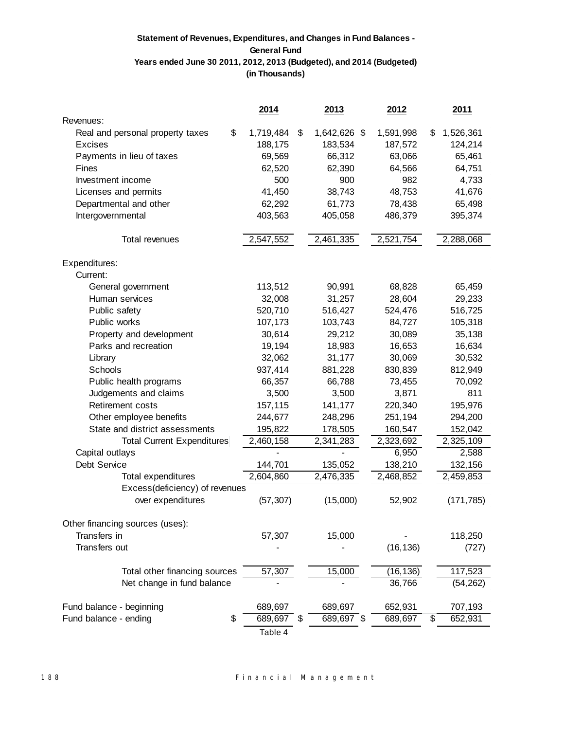**Statement of Revenues, Expenditures, and Changes in Fund Balances -**
**General Fund**
**Years ended June 30 2011, 2012, 2013 (Budgeted), and 2014 (Budgeted)**
**(in Thousands)**

| | 2014 | 2013 | 2012 | 2011 |
|---|---|---|---|---|
| Revenues: | | | | |
| Real and personal property taxes | $ 1,719,484 | $ 1,642,626 | $ 1,591,998 | $ 1,526,361 |
| Excises | 188,175 | 183,534 | 187,572 | 124,214 |
| Payments in lieu of taxes | 69,569 | 66,312 | 63,066 | 65,461 |
| Fines | 62,520 | 62,390 | 64,566 | 64,751 |
| Investment income | 500 | 900 | 982 | 4,733 |
| Licenses and permits | 41,450 | 38,743 | 48,753 | 41,676 |
| Departmental and other | 62,292 | 61,773 | 78,438 | 65,498 |
| Intergovernmental | 403,563 | 405,058 | 486,379 | 395,374 |
| Total revenues | 2,547,552 | 2,461,335 | 2,521,754 | 2,288,068 |
| Expenditures: | | | | |
| Current: | | | | |
| General government | 113,512 | 90,991 | 68,828 | 65,459 |
| Human services | 32,008 | 31,257 | 28,604 | 29,233 |
| Public safety | 520,710 | 516,427 | 524,476 | 516,725 |
| Public works | 107,173 | 103,743 | 84,727 | 105,318 |
| Property and development | 30,614 | 29,212 | 30,089 | 35,138 |
| Parks and recreation | 19,194 | 18,983 | 16,653 | 16,634 |
| Library | 32,062 | 31,177 | 30,069 | 30,532 |
| Schools | 937,414 | 881,228 | 830,839 | 812,949 |
| Public health programs | 66,357 | 66,788 | 73,455 | 70,092 |
| Judgements and claims | 3,500 | 3,500 | 3,871 | 811 |
| Retirement costs | 157,115 | 141,177 | 220,340 | 195,976 |
| Other employee benefits | 244,677 | 248,296 | 251,194 | 294,200 |
| State and district assessments | 195,822 | 178,505 | 160,547 | 152,042 |
| Total Current Expenditures | 2,460,158 | 2,341,283 | 2,323,692 | 2,325,109 |
| Capital outlays | - | - | 6,950 | 2,588 |
| Debt Service | 144,701 | 135,052 | 138,210 | 132,156 |
| Total expenditures | 2,604,860 | 2,476,335 | 2,468,852 | 2,459,853 |
| Excess(deficiency) of revenues over expenditures | (57,307) | (15,000) | 52,902 | (171,785) |
| Other financing sources (uses): | | | | |
| Transfers in | 57,307 | 15,000 | - | 118,250 |
| Transfers out | - | - | (16,136) | (727) |
| Total other financing sources | 57,307 | 15,000 | (16,136) | 117,523 |
| Net change in fund balance | - | - | 36,766 | (54,262) |
| Fund balance - beginning | 689,697 | 689,697 | 652,931 | 707,193 |
| Fund balance - ending | $ 689,697 | $ 689,697 | $ 689,697 | $ 652,931 |

Table 4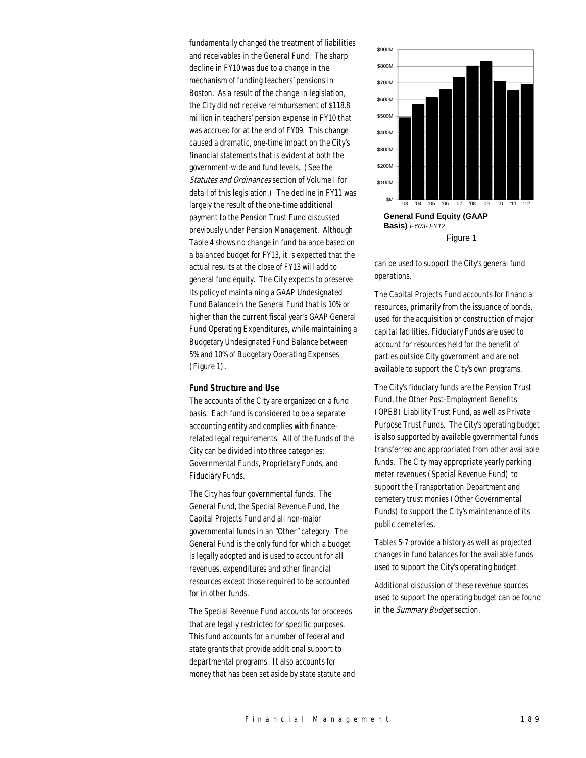fundamentally changed the treatment of liabilities and receivables in the General Fund. The sharp decline in FY10 was due to a change in the mechanism of funding teachers' pensions in Boston. As a result of the change in legislation, the City did not receive reimbursement of $118.8 million in teachers' pension expense in FY10 that was accrued for at the end of FY09. This change caused a dramatic, one-time impact on the City's financial statements that is evident at both the government-wide and fund levels. (See the *Statutes and Ordinances* section of Volume I for detail of this legislation.) The decline in FY11 was largely the result of the one-time additional payment to the Pension Trust Fund discussed previously under Pension Management. Although Table 4 shows no change in fund balance based on a balanced budget for FY13, it is expected that the actual results at the close of FY13 will add to general fund equity. The City expects to preserve its policy of maintaining a GAAP Undesignated Fund Balance in the General Fund that is 10% or higher than the current fiscal year's GAAP General Fund Operating Expenditures, while maintaining a Budgetary Undesignated Fund Balance between 5% and 10% of Budgetary Operating Expenses (Figure 1).

**General Fund Equity (GAAP Basis)** *FY03- FY12*

Figure 1

### Fund Structure and Use

The accounts of the City are organized on a fund basis. Each fund is considered to be a separate accounting entity and complies with finance-related legal requirements. All of the funds of the City can be divided into three categories: Governmental Funds, Proprietary Funds, and Fiduciary Funds.

The City has four governmental funds. The General Fund, the Special Revenue Fund, the Capital Projects Fund and all non-major governmental funds in an "Other" category. The General Fund is the only fund for which a budget is legally adopted and is used to account for all revenues, expenditures and other financial resources except those required to be accounted for in other funds.

The Special Revenue Fund accounts for proceeds that are legally restricted for specific purposes. This fund accounts for a number of federal and state grants that provide additional support to departmental programs. It also accounts for money that has been set aside by state statute and can be used to support the City's general fund operations.

The Capital Projects Fund accounts for financial resources, primarily from the issuance of bonds, used for the acquisition or construction of major capital facilities. Fiduciary Funds are used to account for resources held for the benefit of parties outside City government and are not available to support the City's own programs.

The City's fiduciary funds are the Pension Trust Fund, the Other Post-Employment Benefits (OPEB) Liability Trust Fund, as well as Private Purpose Trust Funds. The City's operating budget is also supported by available governmental funds transferred and appropriated from other available funds. The City may appropriate yearly parking meter revenues (Special Revenue Fund) to support the Transportation Department and cemetery trust monies (Other Governmental Funds) to support the City's maintenance of its public cemeteries.

Tables 5-7 provide a history as well as projected changes in fund balances for the available funds used to support the City's operating budget.

Additional discussion of these revenue sources used to support the operating budget can be found in the *Summary Budget* section.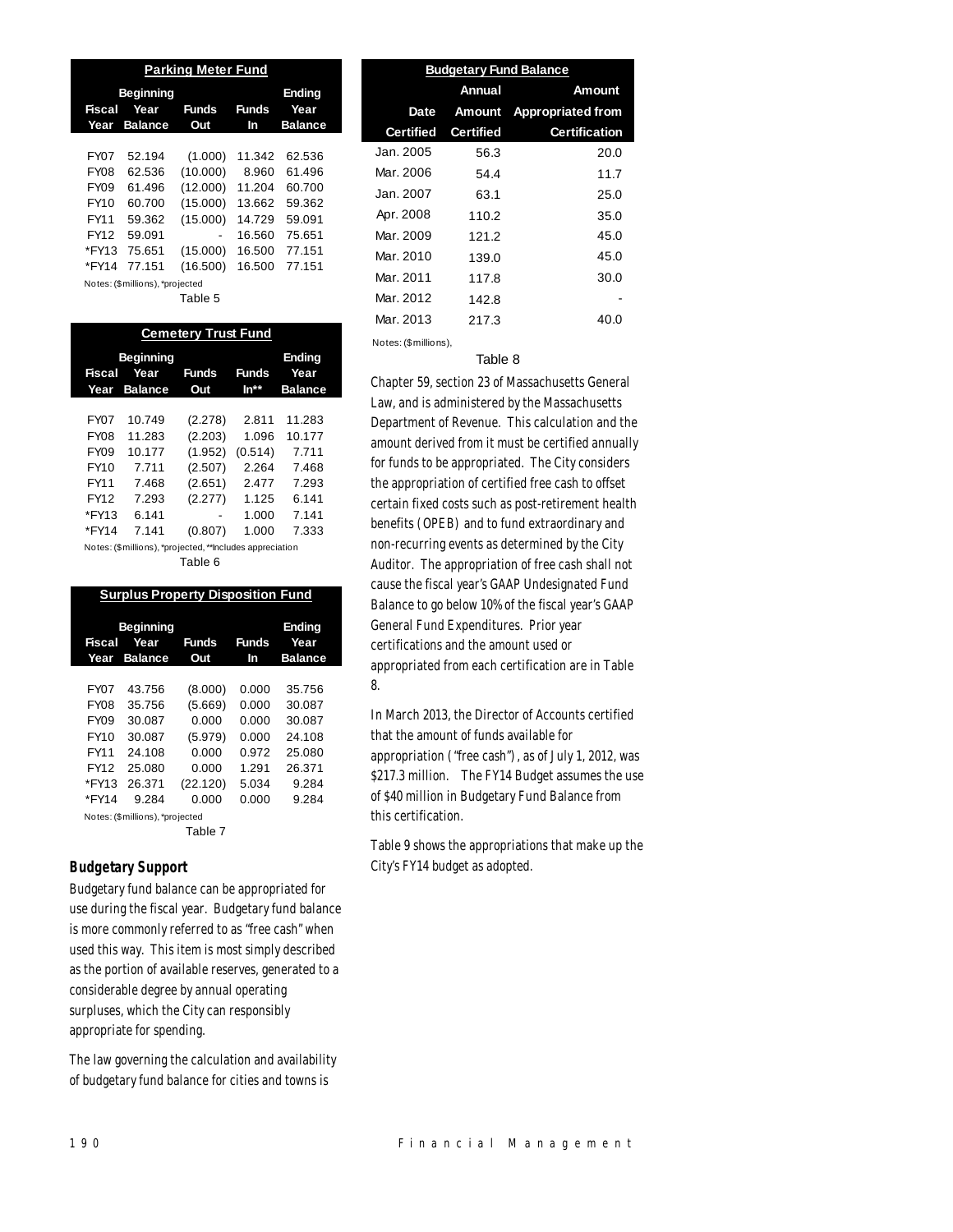**Parking Meter Fund**

| Fiscal Year | Beginning Year Balance | Funds Out | Funds In | Ending Year Balance |
|---|---|---|---|---|
| FY07 | 52.194 | (1.000) | 11.342 | 62.536 |
| FY08 | 62.536 | (10.000) | 8.960 | 61.496 |
| FY09 | 61.496 | (12.000) | 11.204 | 60.700 |
| FY10 | 60.700 | (15.000) | 13.662 | 59.362 |
| FY11 | 59.362 | (15.000) | 14.729 | 59.091 |
| FY12 | 59.091 | - | 16.560 | 75.651 |
| *FY13 | 75.651 | (15.000) | 16.500 | 77.151 |
| *FY14 | 77.151 | (16.500) | 16.500 | 77.151 |

Notes: ($millions), *projected

Table 5

**Cemetery Trust Fund**

| Fiscal Year | Beginning Year Balance | Funds Out | Funds In** | Ending Year Balance |
|---|---|---|---|---|
| FY07 | 10.749 | (2.278) | 2.811 | 11.283 |
| FY08 | 11.283 | (2.203) | 1.096 | 10.177 |
| FY09 | 10.177 | (1.952) | (0.514) | 7.711 |
| FY10 | 7.711 | (2.507) | 2.264 | 7.468 |
| FY11 | 7.468 | (2.651) | 2.477 | 7.293 |
| FY12 | 7.293 | (2.277) | 1.125 | 6.141 |
| *FY13 | 6.141 | - | 1.000 | 7.141 |
| *FY14 | 7.141 | (0.807) | 1.000 | 7.333 |

Notes: ($millions), *projected, **includes appreciation

Table 6

**Surplus Property Disposition Fund**

| Fiscal Year | Beginning Year Balance | Funds Out | Funds In | Ending Year Balance |
|---|---|---|---|---|
| FY07 | 43.756 | (8.000) | 0.000 | 35.756 |
| FY08 | 35.756 | (5.669) | 0.000 | 30.087 |
| FY09 | 30.087 | 0.000 | 0.000 | 30.087 |
| FY10 | 30.087 | (5.979) | 0.000 | 24.108 |
| FY11 | 24.108 | 0.000 | 0.972 | 25.080 |
| FY12 | 25.080 | 0.000 | 1.291 | 26.371 |
| *FY13 | 26.371 | (22.120) | 5.034 | 9.284 |
| *FY14 | 9.284 | 0.000 | 0.000 | 9.284 |

Notes: ($millions), *projected

Table 7

### Budgetary Support

Budgetary fund balance can be appropriated for use during the fiscal year. Budgetary fund balance is more commonly referred to as "free cash" when used this way. This item is most simply described as the portion of available reserves, generated to a considerable degree by annual operating surpluses, which the City can responsibly appropriate for spending.

The law governing the calculation and availability of budgetary fund balance for cities and towns is Chapter 59, section 23 of Massachusetts General Law, and is administered by the Massachusetts Department of Revenue. This calculation and the amount derived from it must be certified annually for funds to be appropriated. The City considers the appropriation of certified free cash to offset certain fixed costs such as post-retirement health benefits (OPEB) and to fund extraordinary and non-recurring events as determined by the City Auditor. The appropriation of free cash shall not cause the fiscal year's GAAP Undesignated Fund Balance to go below 10% of the fiscal year's GAAP General Fund Expenditures. Prior year certifications and the amount used or appropriated from each certification are in Table 8.

**Budgetary Fund Balance**

| Date Certified | Annual Amount Certified | Amount Appropriated from Certification |
|---|---|---|
| Jan. 2005 | 56.3 | 20.0 |
| Mar. 2006 | 54.4 | 11.7 |
| Jan. 2007 | 63.1 | 25.0 |
| Apr. 2008 | 110.2 | 35.0 |
| Mar. 2009 | 121.2 | 45.0 |
| Mar. 2010 | 139.0 | 45.0 |
| Mar. 2011 | 117.8 | 30.0 |
| Mar. 2012 | 142.8 | - |
| Mar. 2013 | 217.3 | 40.0 |

Notes: ($millions),

Table 8

In March 2013, the Director of Accounts certified that the amount of funds available for appropriation ("free cash"), as of July 1, 2012, was $217.3 million. The FY14 Budget assumes the use of $40 million in Budgetary Fund Balance from this certification.

Table 9 shows the appropriations that make up the City's FY14 budget as adopted.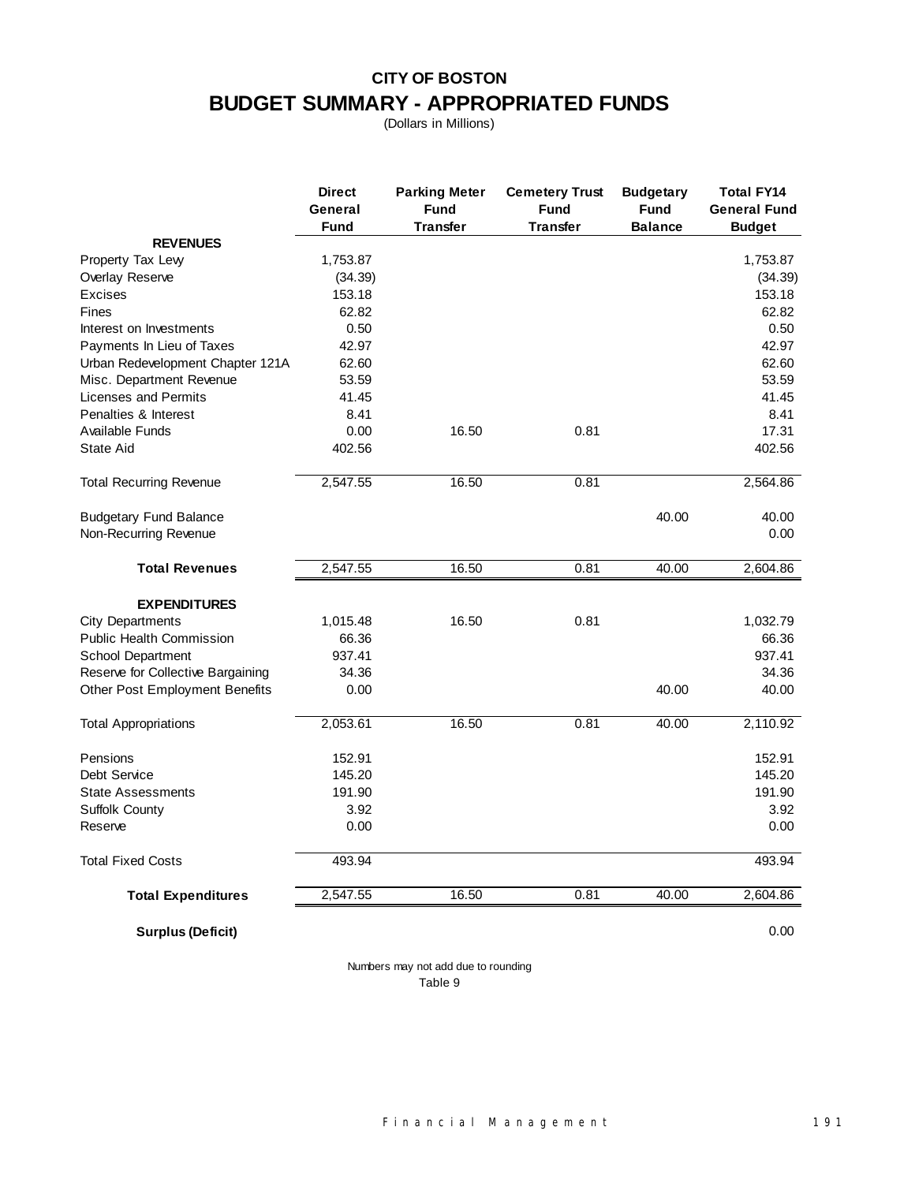# CITY OF BOSTON

## BUDGET SUMMARY - APPROPRIATED FUNDS

(Dollars in Millions)

| | Direct General Fund | Parking Meter Fund Transfer | Cemetery Trust Fund Transfer | Budgetary Fund Balance | Total FY14 General Fund Budget |
|---|---|---|---|---|---|
| **REVENUES** | | | | | |
| Property Tax Levy | 1,753.87 | | | | 1,753.87 |
| Overlay Reserve | (34.39) | | | | (34.39) |
| Excises | 153.18 | | | | 153.18 |
| Fines | 62.82 | | | | 62.82 |
| Interest on Investments | 0.50 | | | | 0.50 |
| Payments In Lieu of Taxes | 42.97 | | | | 42.97 |
| Urban Redevelopment Chapter 121A | 62.60 | | | | 62.60 |
| Misc. Department Revenue | 53.59 | | | | 53.59 |
| Licenses and Permits | 41.45 | | | | 41.45 |
| Penalties & Interest | 8.41 | | | | 8.41 |
| Available Funds | 0.00 | 16.50 | 0.81 | | 17.31 |
| State Aid | 402.56 | | | | 402.56 |
| Total Recurring Revenue | 2,547.55 | 16.50 | 0.81 | | 2,564.86 |
| Budgetary Fund Balance | | | | 40.00 | 40.00 |
| Non-Recurring Revenue | | | | | 0.00 |
| **Total Revenues** | 2,547.55 | 16.50 | 0.81 | 40.00 | 2,604.86 |
| **EXPENDITURES** | | | | | |
| City Departments | 1,015.48 | 16.50 | 0.81 | | 1,032.79 |
| Public Health Commission | 66.36 | | | | 66.36 |
| School Department | 937.41 | | | | 937.41 |
| Reserve for Collective Bargaining | 34.36 | | | | 34.36 |
| Other Post Employment Benefits | 0.00 | | | 40.00 | 40.00 |
| Total Appropriations | 2,053.61 | 16.50 | 0.81 | 40.00 | 2,110.92 |
| Pensions | 152.91 | | | | 152.91 |
| Debt Service | 145.20 | | | | 145.20 |
| State Assessments | 191.90 | | | | 191.90 |
| Suffolk County | 3.92 | | | | 3.92 |
| Reserve | 0.00 | | | | 0.00 |
| Total Fixed Costs | 493.94 | | | | 493.94 |
| **Total Expenditures** | 2,547.55 | 16.50 | 0.81 | 40.00 | 2,604.86 |
| **Surplus (Deficit)** | | | | | 0.00 |

Numbers may not add due to rounding

Table 9